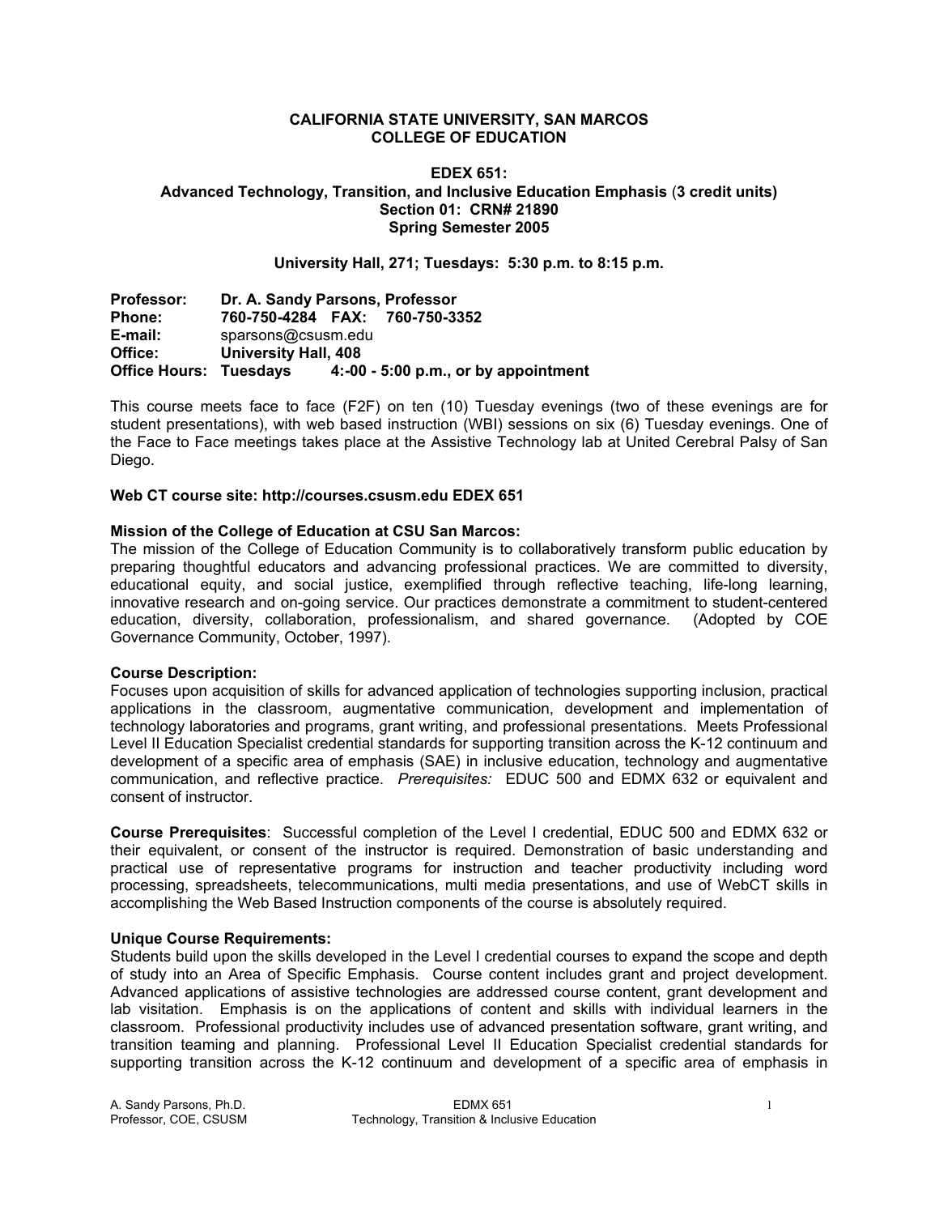**CALIFORNIA STATE UNIVERSITY, SAN MARCOS**
**COLLEGE OF EDUCATION**

**EDEX 651:**
**Advanced Technology, Transition, and Inclusive Education Emphasis (3 credit units)**
**Section 01: CRN# 21890**
**Spring Semester 2005**

**University Hall, 271; Tuesdays: 5:30 p.m. to 8:15 p.m.**

**Professor:** **Dr. A. Sandy Parsons, Professor**
**Phone:** **760-750-4284 FAX: 760-750-3352**
**E-mail:** sparsons@csusm.edu
**Office:** **University Hall, 408**
**Office Hours: Tuesdays 4:-00 - 5:00 p.m., or by appointment**

This course meets face to face (F2F) on ten (10) Tuesday evenings (two of these evenings are for student presentations), with web based instruction (WBI) sessions on six (6) Tuesday evenings. One of the Face to Face meetings takes place at the Assistive Technology lab at United Cerebral Palsy of San Diego.

**Web CT course site: http://courses.csusm.edu EDEX 651**

**Mission of the College of Education at CSU San Marcos:**
The mission of the College of Education Community is to collaboratively transform public education by preparing thoughtful educators and advancing professional practices. We are committed to diversity, educational equity, and social justice, exemplified through reflective teaching, life-long learning, innovative research and on-going service. Our practices demonstrate a commitment to student-centered education, diversity, collaboration, professionalism, and shared governance. (Adopted by COE Governance Community, October, 1997).

**Course Description:**
Focuses upon acquisition of skills for advanced application of technologies supporting inclusion, practical applications in the classroom, augmentative communication, development and implementation of technology laboratories and programs, grant writing, and professional presentations. Meets Professional Level II Education Specialist credential standards for supporting transition across the K-12 continuum and development of a specific area of emphasis (SAE) in inclusive education, technology and augmentative communication, and reflective practice. *Prerequisites:* EDUC 500 and EDMX 632 or equivalent and consent of instructor.

**Course Prerequisites**: Successful completion of the Level I credential, EDUC 500 and EDMX 632 or their equivalent, or consent of the instructor is required. Demonstration of basic understanding and practical use of representative programs for instruction and teacher productivity including word processing, spreadsheets, telecommunications, multi media presentations, and use of WebCT skills in accomplishing the Web Based Instruction components of the course is absolutely required.

**Unique Course Requirements:**
Students build upon the skills developed in the Level I credential courses to expand the scope and depth of study into an Area of Specific Emphasis. Course content includes grant and project development. Advanced applications of assistive technologies are addressed course content, grant development and lab visitation. Emphasis is on the applications of content and skills with individual learners in the classroom. Professional productivity includes use of advanced presentation software, grant writing, and transition teaming and planning. Professional Level II Education Specialist credential standards for supporting transition across the K-12 continuum and development of a specific area of emphasis in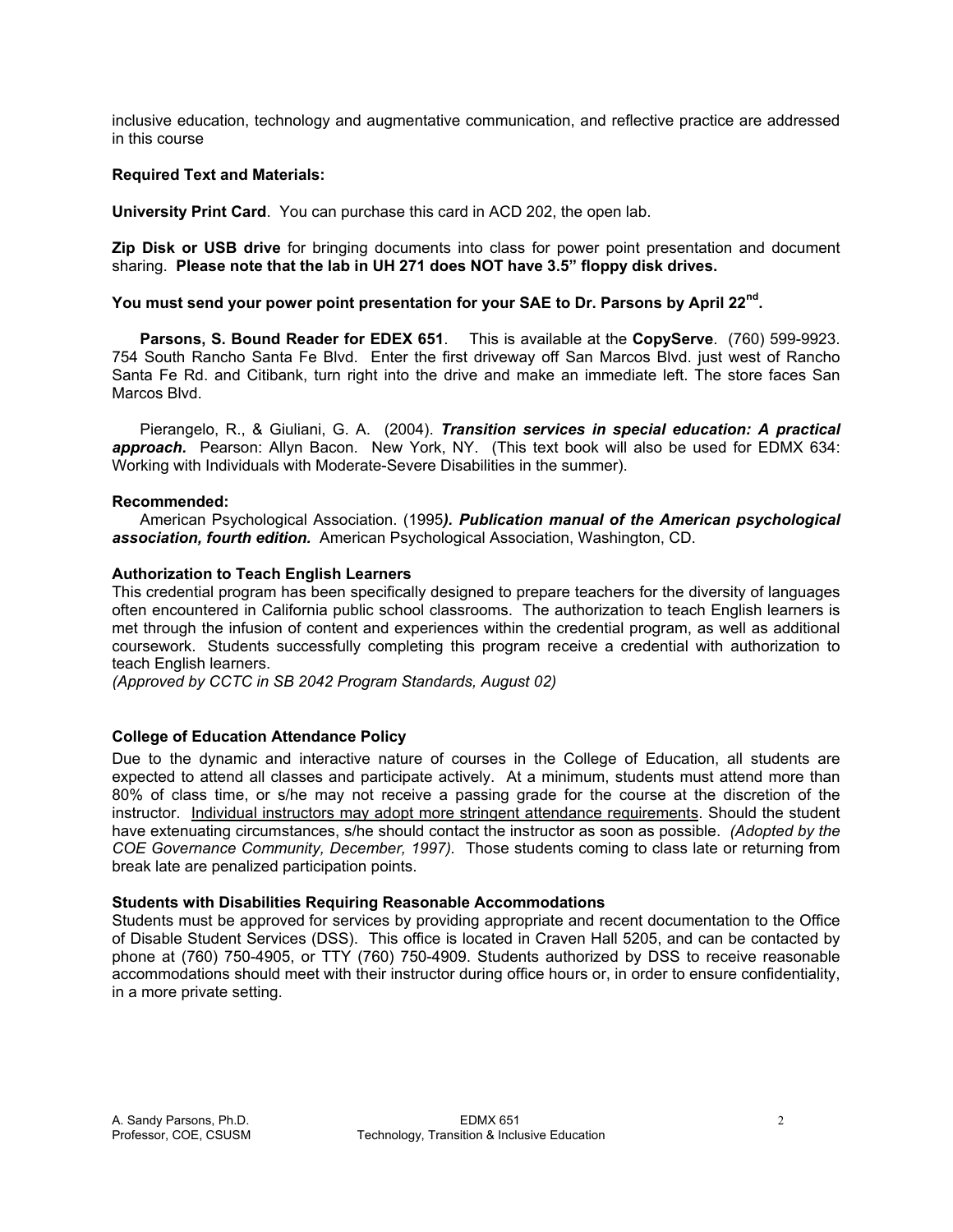inclusive education, technology and augmentative communication, and reflective practice are addressed in this course

**Required Text and Materials:**

**University Print Card**. You can purchase this card in ACD 202, the open lab.

**Zip Disk or USB drive** for bringing documents into class for power point presentation and document sharing. **Please note that the lab in UH 271 does NOT have 3.5" floppy disk drives.**

**You must send your power point presentation for your SAE to Dr. Parsons by April 22nd.**

**Parsons, S. Bound Reader for EDEX 651**. This is available at the **CopyServe**. (760) 599-9923. 754 South Rancho Santa Fe Blvd. Enter the first driveway off San Marcos Blvd. just west of Rancho Santa Fe Rd. and Citibank, turn right into the drive and make an immediate left. The store faces San Marcos Blvd.

Pierangelo, R., & Giuliani, G. A. (2004). ***Transition services in special education: A practical approach.*** Pearson: Allyn Bacon. New York, NY. (This text book will also be used for EDMX 634: Working with Individuals with Moderate-Severe Disabilities in the summer).

**Recommended:**

American Psychological Association. (1995***). Publication manual of the American psychological association, fourth edition.*** American Psychological Association, Washington, CD.

**Authorization to Teach English Learners**

This credential program has been specifically designed to prepare teachers for the diversity of languages often encountered in California public school classrooms. The authorization to teach English learners is met through the infusion of content and experiences within the credential program, as well as additional coursework. Students successfully completing this program receive a credential with authorization to teach English learners.
*(Approved by CCTC in SB 2042 Program Standards, August 02)*

**College of Education Attendance Policy**

Due to the dynamic and interactive nature of courses in the College of Education, all students are expected to attend all classes and participate actively. At a minimum, students must attend more than 80% of class time, or s/he may not receive a passing grade for the course at the discretion of the instructor. <u>Individual instructors may adopt more stringent attendance requirements</u>. Should the student have extenuating circumstances, s/he should contact the instructor as soon as possible. *(Adopted by the COE Governance Community, December, 1997).* Those students coming to class late or returning from break late are penalized participation points.

**Students with Disabilities Requiring Reasonable Accommodations**

Students must be approved for services by providing appropriate and recent documentation to the Office of Disable Student Services (DSS). This office is located in Craven Hall 5205, and can be contacted by phone at (760) 750-4905, or TTY (760) 750-4909. Students authorized by DSS to receive reasonable accommodations should meet with their instructor during office hours or, in order to ensure confidentiality, in a more private setting.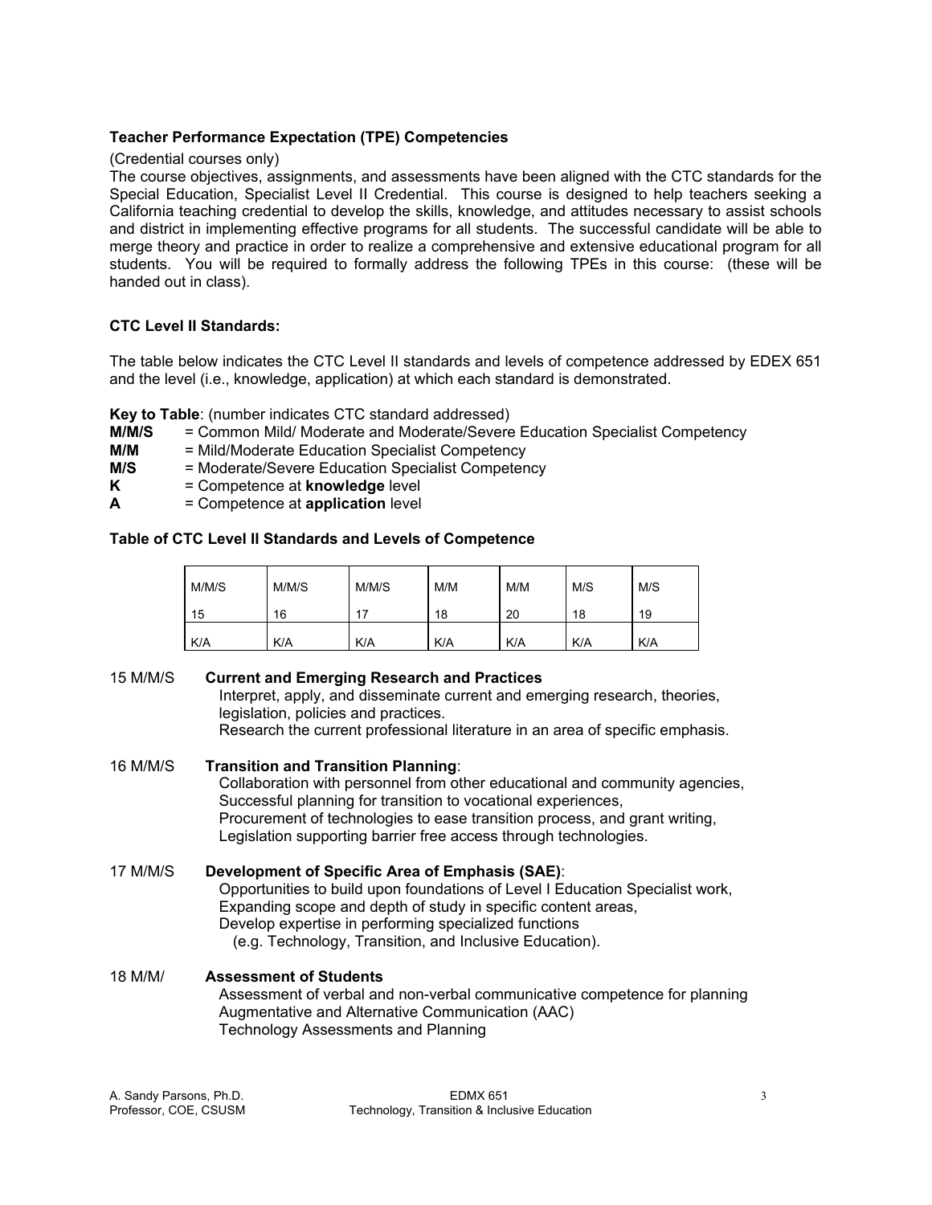**Teacher Performance Expectation (TPE) Competencies**

(Credential courses only)

The course objectives, assignments, and assessments have been aligned with the CTC standards for the Special Education, Specialist Level II Credential. This course is designed to help teachers seeking a California teaching credential to develop the skills, knowledge, and attitudes necessary to assist schools and district in implementing effective programs for all students. The successful candidate will be able to merge theory and practice in order to realize a comprehensive and extensive educational program for all students. You will be required to formally address the following TPEs in this course: (these will be handed out in class).

**CTC Level II Standards:**

The table below indicates the CTC Level II standards and levels of competence addressed by EDEX 651 and the level (i.e., knowledge, application) at which each standard is demonstrated.

**Key to Table**: (number indicates CTC standard addressed)

**M/M/S** = Common Mild/ Moderate and Moderate/Severe Education Specialist Competency
**M/M** = Mild/Moderate Education Specialist Competency
**M/S** = Moderate/Severe Education Specialist Competency
**K** = Competence at **knowledge** level
**A** = Competence at **application** level

**Table of CTC Level II Standards and Levels of Competence**

| M/M/S 15 | M/M/S 16 | M/M/S 17 | M/M 18 | M/M 20 | M/S 18 | M/S 19 |
|---|---|---|---|---|---|---|
| K/A | K/A | K/A | K/A | K/A | K/A | K/A |

15 M/M/S **Current and Emerging Research and Practices**
Interpret, apply, and disseminate current and emerging research, theories, legislation, policies and practices.
Research the current professional literature in an area of specific emphasis.

16 M/M/S **Transition and Transition Planning**:
Collaboration with personnel from other educational and community agencies,
Successful planning for transition to vocational experiences,
Procurement of technologies to ease transition process, and grant writing,
Legislation supporting barrier free access through technologies.

17 M/M/S **Development of Specific Area of Emphasis (SAE)**:
Opportunities to build upon foundations of Level I Education Specialist work,
Expanding scope and depth of study in specific content areas,
Develop expertise in performing specialized functions
(e.g. Technology, Transition, and Inclusive Education).

18 M/M/ **Assessment of Students**
Assessment of verbal and non-verbal communicative competence for planning
Augmentative and Alternative Communication (AAC)
Technology Assessments and Planning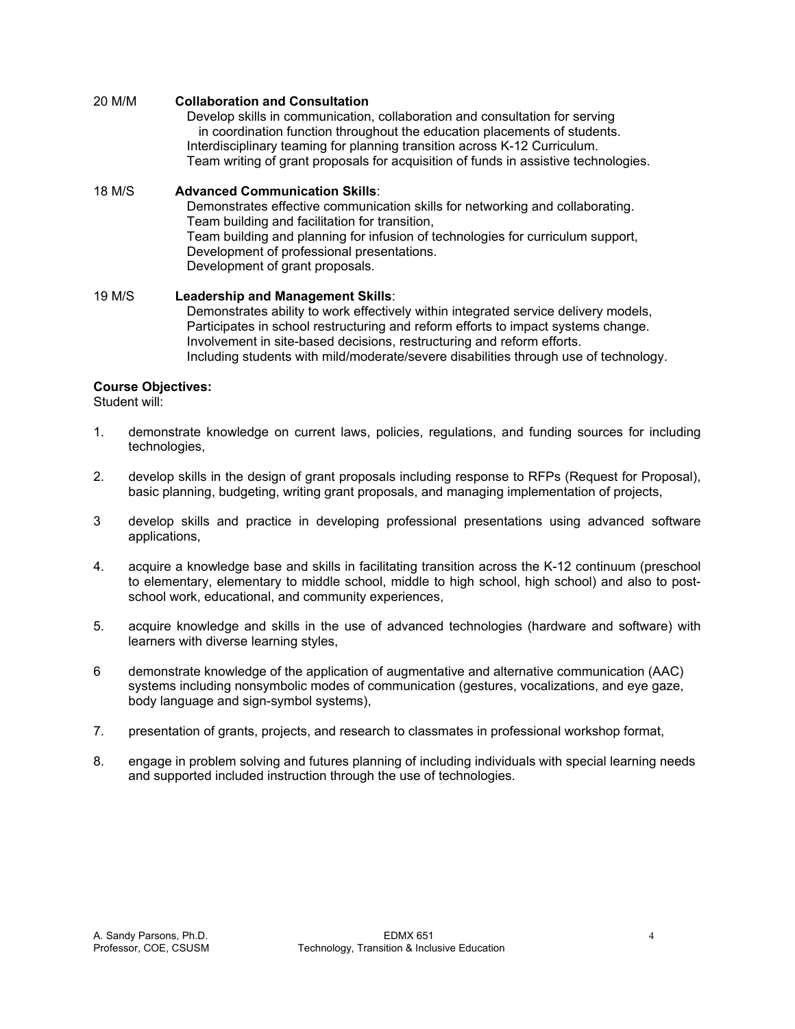20 M/M **Collaboration and Consultation**
Develop skills in communication, collaboration and consultation for serving in coordination function throughout the education placements of students.
Interdisciplinary teaming for planning transition across K-12 Curriculum.
Team writing of grant proposals for acquisition of funds in assistive technologies.

18 M/S **Advanced Communication Skills**:
Demonstrates effective communication skills for networking and collaborating.
Team building and facilitation for transition,
Team building and planning for infusion of technologies for curriculum support,
Development of professional presentations.
Development of grant proposals.

19 M/S **Leadership and Management Skills**:
Demonstrates ability to work effectively within integrated service delivery models,
Participates in school restructuring and reform efforts to impact systems change.
Involvement in site-based decisions, restructuring and reform efforts.
Including students with mild/moderate/severe disabilities through use of technology.

**Course Objectives:**
Student will:

1. demonstrate knowledge on current laws, policies, regulations, and funding sources for including technologies,

2. develop skills in the design of grant proposals including response to RFPs (Request for Proposal), basic planning, budgeting, writing grant proposals, and managing implementation of projects,

3 develop skills and practice in developing professional presentations using advanced software applications,

4. acquire a knowledge base and skills in facilitating transition across the K-12 continuum (preschool to elementary, elementary to middle school, middle to high school, high school) and also to post-school work, educational, and community experiences,

5. acquire knowledge and skills in the use of advanced technologies (hardware and software) with learners with diverse learning styles,

6 demonstrate knowledge of the application of augmentative and alternative communication (AAC) systems including nonsymbolic modes of communication (gestures, vocalizations, and eye gaze, body language and sign-symbol systems),

7. presentation of grants, projects, and research to classmates in professional workshop format,

8. engage in problem solving and futures planning of including individuals with special learning needs and supported included instruction through the use of technologies.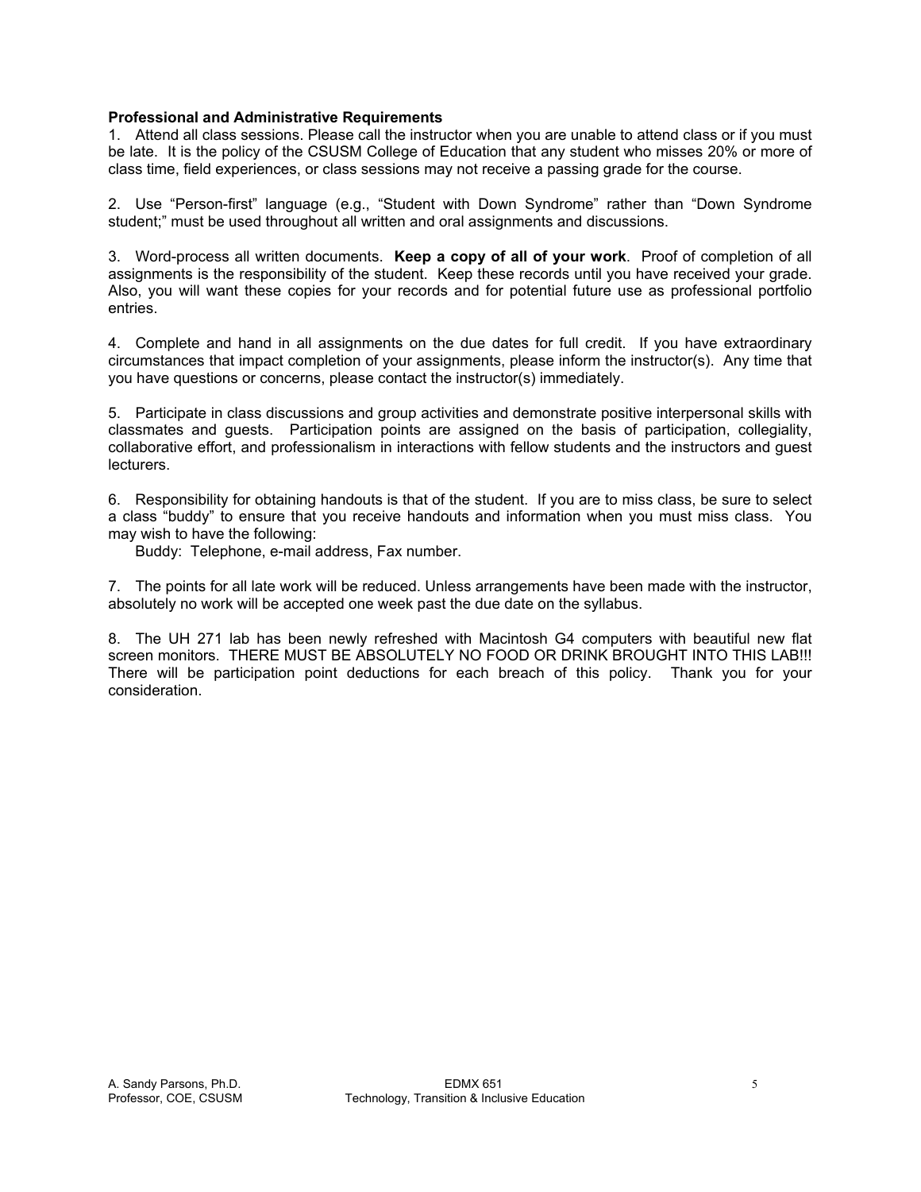**Professional and Administrative Requirements**

1. Attend all class sessions. Please call the instructor when you are unable to attend class or if you must be late. It is the policy of the CSUSM College of Education that any student who misses 20% or more of class time, field experiences, or class sessions may not receive a passing grade for the course.

2. Use "Person-first" language (e.g., "Student with Down Syndrome" rather than "Down Syndrome student;" must be used throughout all written and oral assignments and discussions.

3. Word-process all written documents. **Keep a copy of all of your work**. Proof of completion of all assignments is the responsibility of the student. Keep these records until you have received your grade. Also, you will want these copies for your records and for potential future use as professional portfolio entries.

4. Complete and hand in all assignments on the due dates for full credit. If you have extraordinary circumstances that impact completion of your assignments, please inform the instructor(s). Any time that you have questions or concerns, please contact the instructor(s) immediately.

5. Participate in class discussions and group activities and demonstrate positive interpersonal skills with classmates and guests. Participation points are assigned on the basis of participation, collegiality, collaborative effort, and professionalism in interactions with fellow students and the instructors and guest lecturers.

6. Responsibility for obtaining handouts is that of the student. If you are to miss class, be sure to select a class "buddy" to ensure that you receive handouts and information when you must miss class. You may wish to have the following:

   Buddy: Telephone, e-mail address, Fax number.

7. The points for all late work will be reduced. Unless arrangements have been made with the instructor, absolutely no work will be accepted one week past the due date on the syllabus.

8. The UH 271 lab has been newly refreshed with Macintosh G4 computers with beautiful new flat screen monitors. THERE MUST BE ABSOLUTELY NO FOOD OR DRINK BROUGHT INTO THIS LAB!!! There will be participation point deductions for each breach of this policy. Thank you for your consideration.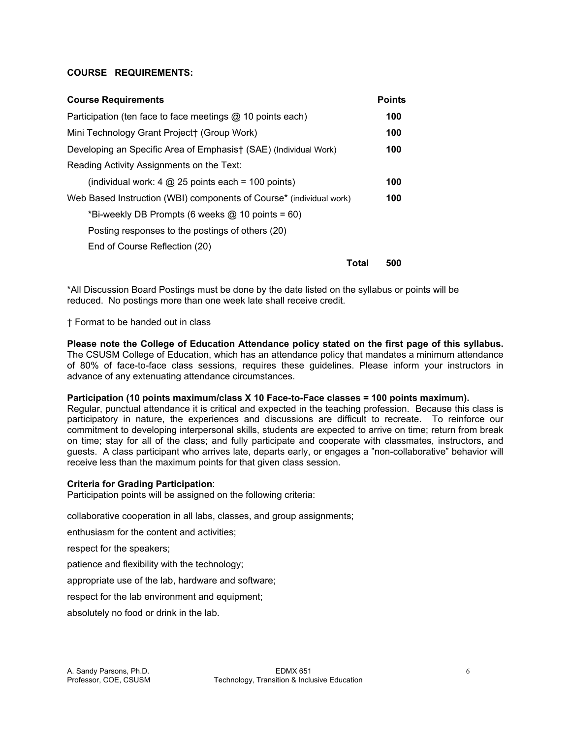**COURSE REQUIREMENTS:**

| Course Requirements | Points |
|---|---|
| Participation (ten face to face meetings @ 10 points each) | **100** |
| Mini Technology Grant Project† (Group Work) | **100** |
| Developing an Specific Area of Emphasis† (SAE) (Individual Work) | **100** |
| Reading Activity Assignments on the Text: | |
| (individual work: 4 @ 25 points each = 100 points) | **100** |
| Web Based Instruction (WBI) components of Course* (individual work) | **100** |
| *Bi-weekly DB Prompts (6 weeks @ 10 points = 60) | |
| Posting responses to the postings of others (20) | |
| End of Course Reflection (20) | |
| **Total** | **500** |

*All Discussion Board Postings must be done by the date listed on the syllabus or points will be reduced. No postings more than one week late shall receive credit.

† Format to be handed out in class

**Please note the College of Education Attendance policy stated on the first page of this syllabus.** The CSUSM College of Education, which has an attendance policy that mandates a minimum attendance of 80% of face-to-face class sessions, requires these guidelines. Please inform your instructors in advance of any extenuating attendance circumstances.

**Participation (10 points maximum/class X 10 Face-to-Face classes = 100 points maximum).**
Regular, punctual attendance it is critical and expected in the teaching profession. Because this class is participatory in nature, the experiences and discussions are difficult to recreate. To reinforce our commitment to developing interpersonal skills, students are expected to arrive on time; return from break on time; stay for all of the class; and fully participate and cooperate with classmates, instructors, and guests. A class participant who arrives late, departs early, or engages a "non-collaborative" behavior will receive less than the maximum points for that given class session.

**Criteria for Grading Participation**:
Participation points will be assigned on the following criteria:

collaborative cooperation in all labs, classes, and group assignments;

enthusiasm for the content and activities;

respect for the speakers;

patience and flexibility with the technology;

appropriate use of the lab, hardware and software;

respect for the lab environment and equipment;

absolutely no food or drink in the lab.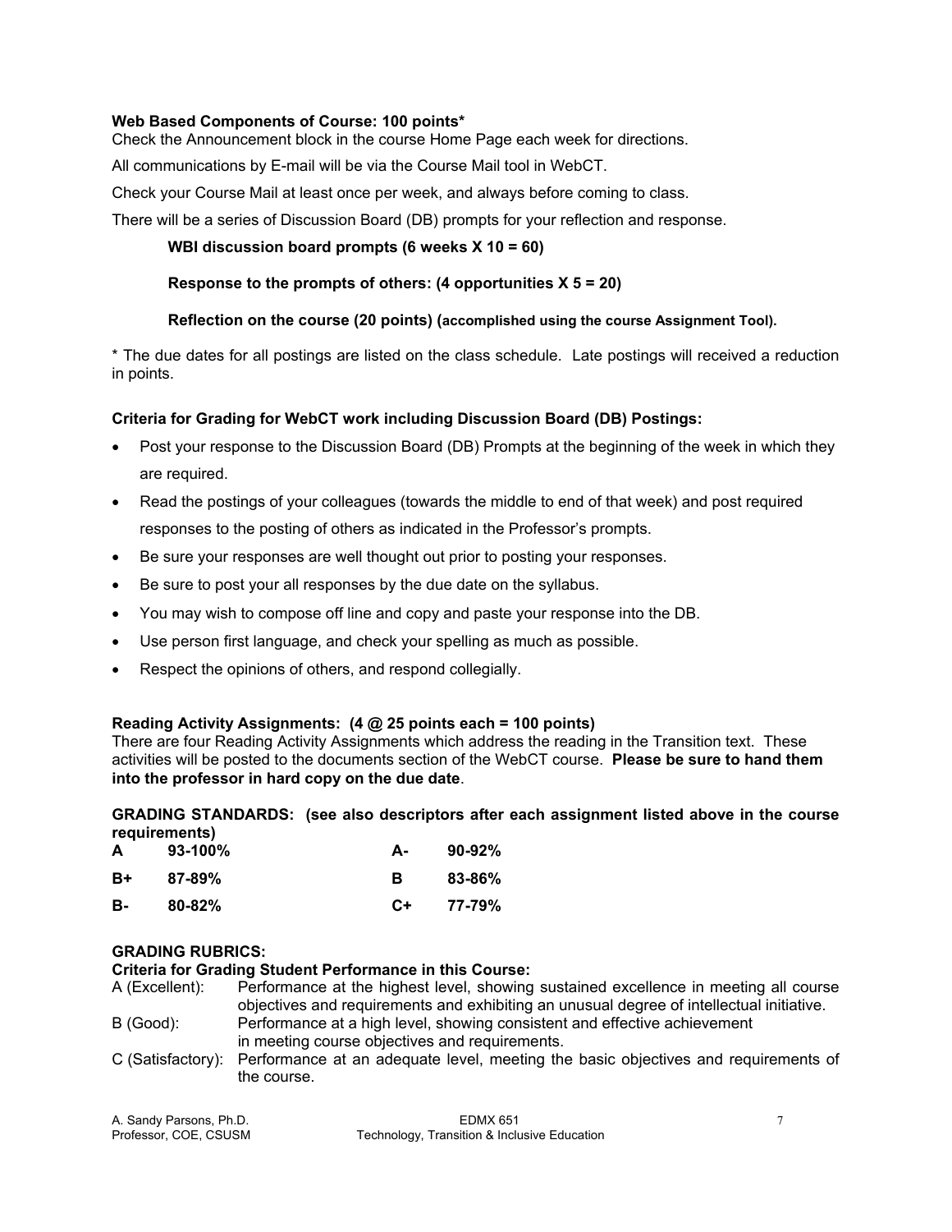**Web Based Components of Course: 100 points***

Check the Announcement block in the course Home Page each week for directions.

All communications by E-mail will be via the Course Mail tool in WebCT.

Check your Course Mail at least once per week, and always before coming to class.

There will be a series of Discussion Board (DB) prompts for your reflection and response.

> **WBI discussion board prompts (6 weeks X 10 = 60)**
>
> **Response to the prompts of others: (4 opportunities X 5 = 20)**
>
> **Reflection on the course (20 points) (accomplished using the course Assignment Tool).**

* The due dates for all postings are listed on the class schedule. Late postings will received a reduction in points.

**Criteria for Grading for WebCT work including Discussion Board (DB) Postings:**

- Post your response to the Discussion Board (DB) Prompts at the beginning of the week in which they are required.
- Read the postings of your colleagues (towards the middle to end of that week) and post required responses to the posting of others as indicated in the Professor's prompts.
- Be sure your responses are well thought out prior to posting your responses.
- Be sure to post your all responses by the due date on the syllabus.
- You may wish to compose off line and copy and paste your response into the DB.
- Use person first language, and check your spelling as much as possible.
- Respect the opinions of others, and respond collegially.

**Reading Activity Assignments: (4 @ 25 points each = 100 points)**

There are four Reading Activity Assignments which address the reading in the Transition text. These activities will be posted to the documents section of the WebCT course. **Please be sure to hand them into the professor in hard copy on the due date**.

**GRADING STANDARDS: (see also descriptors after each assignment listed above in the course requirements)**

| | | | |
|---|---|---|---|
| **A** | **93-100%** | **A-** | **90-92%** |
| **B+** | **87-89%** | **B** | **83-86%** |
| **B-** | **80-82%** | **C+** | **77-79%** |

**GRADING RUBRICS:**

**Criteria for Grading Student Performance in this Course:**

A (Excellent): Performance at the highest level, showing sustained excellence in meeting all course objectives and requirements and exhibiting an unusual degree of intellectual initiative.

B (Good): Performance at a high level, showing consistent and effective achievement in meeting course objectives and requirements.

C (Satisfactory): Performance at an adequate level, meeting the basic objectives and requirements of the course.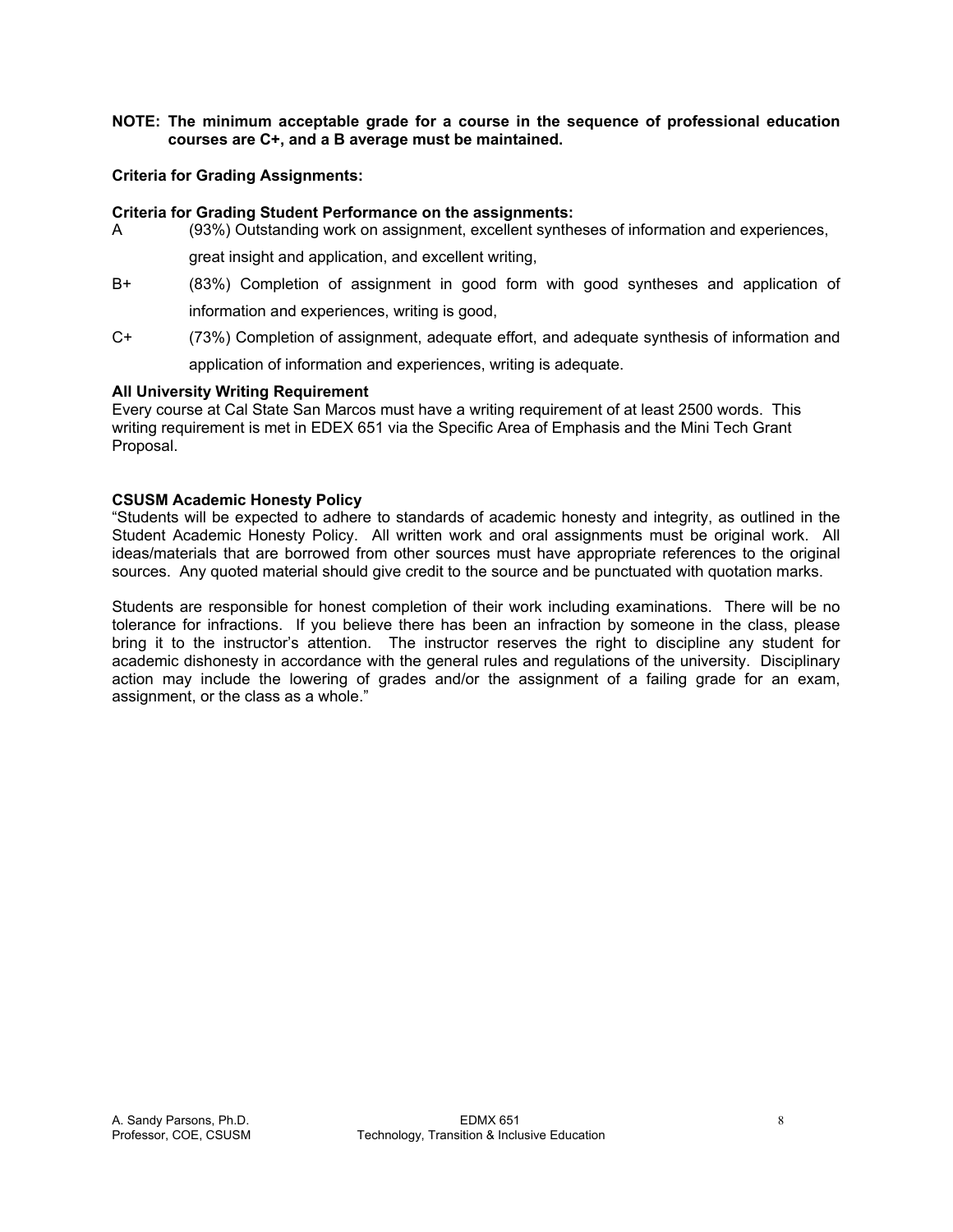**NOTE: The minimum acceptable grade for a course in the sequence of professional education courses are C+, and a B average must be maintained.**

**Criteria for Grading Assignments:**

**Criteria for Grading Student Performance on the assignments:**

A (93%) Outstanding work on assignment, excellent syntheses of information and experiences, great insight and application, and excellent writing,

B+ (83%) Completion of assignment in good form with good syntheses and application of information and experiences, writing is good,

C+ (73%) Completion of assignment, adequate effort, and adequate synthesis of information and application of information and experiences, writing is adequate.

**All University Writing Requirement**

Every course at Cal State San Marcos must have a writing requirement of at least 2500 words. This writing requirement is met in EDEX 651 via the Specific Area of Emphasis and the Mini Tech Grant Proposal.

**CSUSM Academic Honesty Policy**

"Students will be expected to adhere to standards of academic honesty and integrity, as outlined in the Student Academic Honesty Policy. All written work and oral assignments must be original work. All ideas/materials that are borrowed from other sources must have appropriate references to the original sources. Any quoted material should give credit to the source and be punctuated with quotation marks.

Students are responsible for honest completion of their work including examinations. There will be no tolerance for infractions. If you believe there has been an infraction by someone in the class, please bring it to the instructor's attention. The instructor reserves the right to discipline any student for academic dishonesty in accordance with the general rules and regulations of the university. Disciplinary action may include the lowering of grades and/or the assignment of a failing grade for an exam, assignment, or the class as a whole."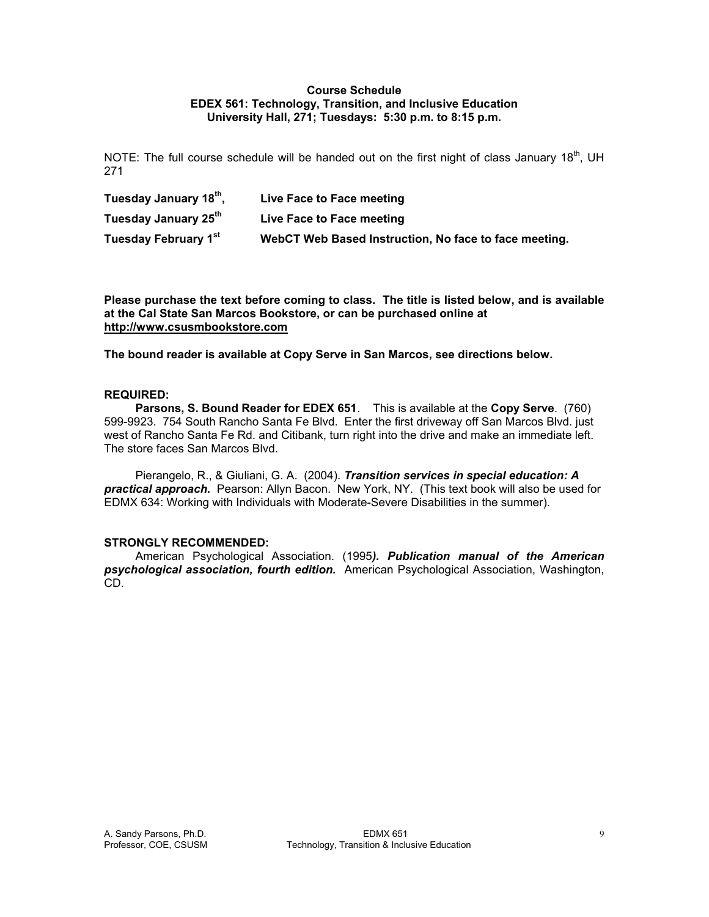**Course Schedule**
**EDEX 561: Technology, Transition, and Inclusive Education**
**University Hall, 271; Tuesdays: 5:30 p.m. to 8:15 p.m.**

NOTE: The full course schedule will be handed out on the first night of class January 18th, UH 271

| | |
|---|---|
| **Tuesday January 18th,** | **Live Face to Face meeting** |
| **Tuesday January 25th** | **Live Face to Face meeting** |
| **Tuesday February 1st** | **WebCT Web Based Instruction, No face to face meeting.** |

**Please purchase the text before coming to class. The title is listed below, and is available at the Cal State San Marcos Bookstore, or can be purchased online at http://www.csusmbookstore.com**

**The bound reader is available at Copy Serve in San Marcos, see directions below.**

**REQUIRED:**

**Parsons, S. Bound Reader for EDEX 651**. This is available at the **Copy Serve**. (760) 599-9923. 754 South Rancho Santa Fe Blvd. Enter the first driveway off San Marcos Blvd. just west of Rancho Santa Fe Rd. and Citibank, turn right into the drive and make an immediate left. The store faces San Marcos Blvd.

Pierangelo, R., & Giuliani, G. A. (2004). ***Transition services in special education: A practical approach.*** Pearson: Allyn Bacon. New York, NY. (This text book will also be used for EDMX 634: Working with Individuals with Moderate-Severe Disabilities in the summer).

**STRONGLY RECOMMENDED:**

American Psychological Association. (1995***). Publication manual of the American psychological association, fourth edition.*** American Psychological Association, Washington, CD.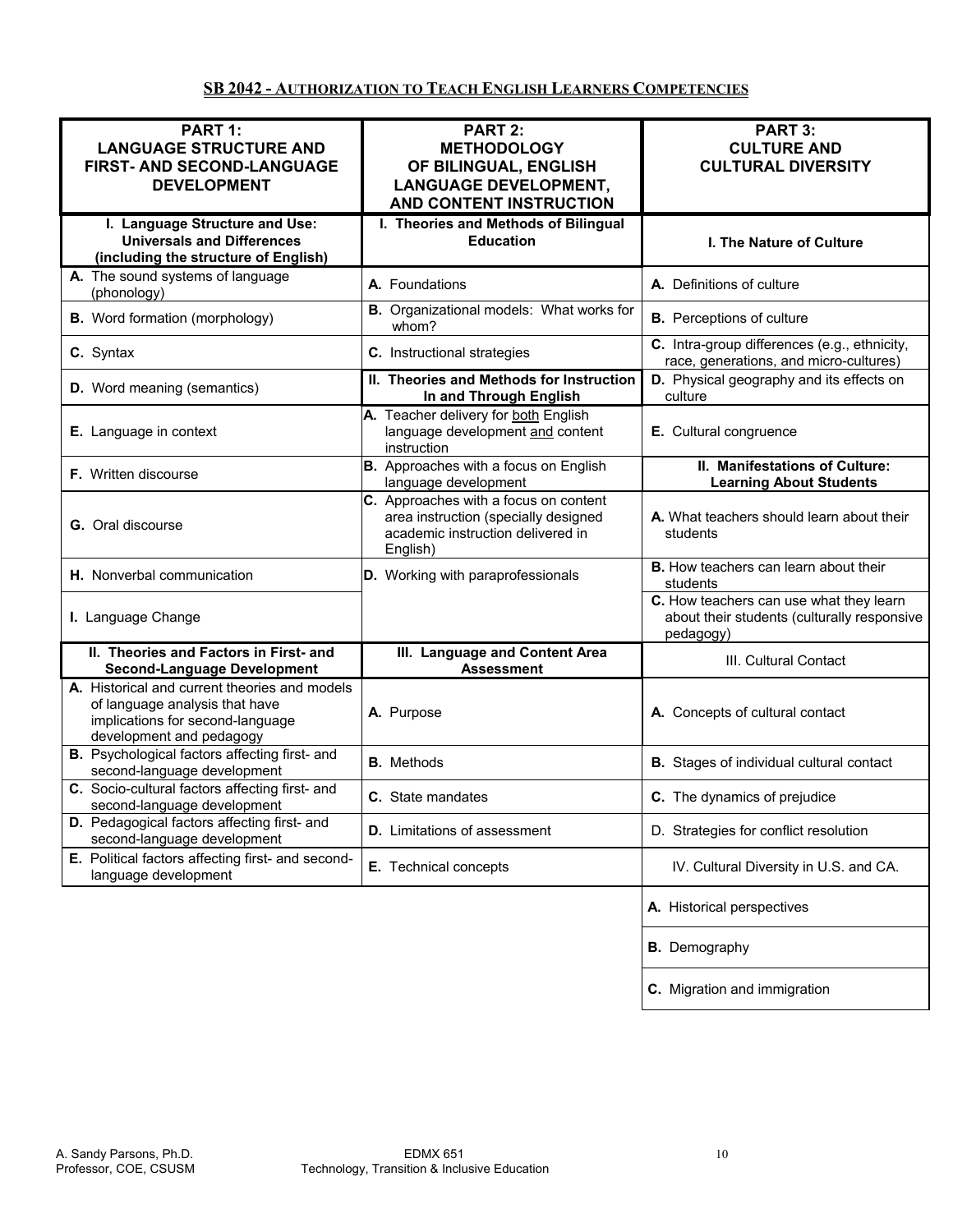## SB 2042 - AUTHORIZATION TO TEACH ENGLISH LEARNERS COMPETENCIES

| PART 1: LANGUAGE STRUCTURE AND FIRST- AND SECOND-LANGUAGE DEVELOPMENT | PART 2: METHODOLOGY OF BILINGUAL, ENGLISH LANGUAGE DEVELOPMENT, AND CONTENT INSTRUCTION | PART 3: CULTURE AND CULTURAL DIVERSITY |
|---|---|---|
| **I. Language Structure and Use: Universals and Differences (including the structure of English)** | **I. Theories and Methods of Bilingual Education** | **I. The Nature of Culture** |
| **A.** The sound systems of language (phonology) | **A.** Foundations | **A.** Definitions of culture |
| **B.** Word formation (morphology) | **B.** Organizational models: What works for whom? | **B.** Perceptions of culture |
| **C.** Syntax | **C.** Instructional strategies | **C.** Intra-group differences (e.g., ethnicity, race, generations, and micro-cultures) |
| **D.** Word meaning (semantics) | **II. Theories and Methods for Instruction In and Through English** | **D.** Physical geography and its effects on culture |
| **E.** Language in context | **A.** Teacher delivery for both English language development and content instruction | **E.** Cultural congruence |
| **F.** Written discourse | **B.** Approaches with a focus on English language development | **II. Manifestations of Culture: Learning About Students** |
| **G.** Oral discourse | **C.** Approaches with a focus on content area instruction (specially designed academic instruction delivered in English) | **A.** What teachers should learn about their students |
| **H.** Nonverbal communication | **D.** Working with paraprofessionals | **B.** How teachers can learn about their students |
| **I.** Language Change | | **C.** How teachers can use what they learn about their students (culturally responsive pedagogy) |
| **II. Theories and Factors in First- and Second-Language Development** | **III. Language and Content Area Assessment** | III. Cultural Contact |
| **A.** Historical and current theories and models of language analysis that have implications for second-language development and pedagogy | **A.** Purpose | **A.** Concepts of cultural contact |
| **B.** Psychological factors affecting first- and second-language development | **B.** Methods | **B.** Stages of individual cultural contact |
| **C.** Socio-cultural factors affecting first- and second-language development | **C.** State mandates | **C.** The dynamics of prejudice |
| **D.** Pedagogical factors affecting first- and second-language development | **D.** Limitations of assessment | D. Strategies for conflict resolution |
| **E.** Political factors affecting first- and second-language development | **E.** Technical concepts | IV. Cultural Diversity in U.S. and CA. |
| | | **A.** Historical perspectives |
| | | **B.** Demography |
| | | **C.** Migration and immigration |

A. Sandy Parsons, Ph.D.
Professor, COE, CSUSM

EDMX 651
Technology, Transition & Inclusive Education